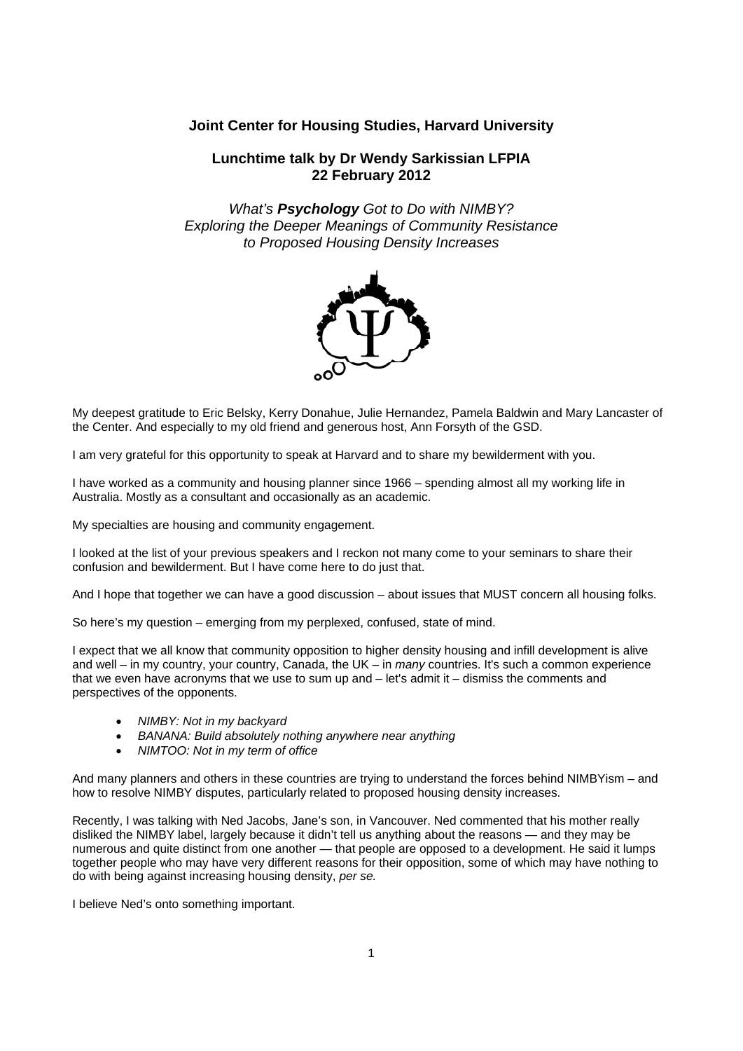**Joint Center for Housing Studies, Harvard University**

**Lunchtime talk by Dr Wendy Sarkissian LFPIA**
**22 February 2012**

*What's **Psychology** Got to Do with NIMBY?*
*Exploring the Deeper Meanings of Community Resistance to Proposed Housing Density Increases*

My deepest gratitude to Eric Belsky, Kerry Donahue, Julie Hernandez, Pamela Baldwin and Mary Lancaster of the Center. And especially to my old friend and generous host, Ann Forsyth of the GSD.

I am very grateful for this opportunity to speak at Harvard and to share my bewilderment with you.

I have worked as a community and housing planner since 1966 – spending almost all my working life in Australia. Mostly as a consultant and occasionally as an academic.

My specialties are housing and community engagement.

I looked at the list of your previous speakers and I reckon not many come to your seminars to share their confusion and bewilderment. But I have come here to do just that.

And I hope that together we can have a good discussion – about issues that MUST concern all housing folks.

So here's my question – emerging from my perplexed, confused, state of mind.

I expect that we all know that community opposition to higher density housing and infill development is alive and well – in my country, your country, Canada, the UK – in *many* countries. It's such a common experience that we even have acronyms that we use to sum up and – let's admit it – dismiss the comments and perspectives of the opponents.

- *NIMBY: Not in my backyard*
- *BANANA: Build absolutely nothing anywhere near anything*
- *NIMTOO: Not in my term of office*

And many planners and others in these countries are trying to understand the forces behind NIMBYism – and how to resolve NIMBY disputes, particularly related to proposed housing density increases.

Recently, I was talking with Ned Jacobs, Jane's son, in Vancouver. Ned commented that his mother really disliked the NIMBY label, largely because it didn't tell us anything about the reasons — and they may be numerous and quite distinct from one another — that people are opposed to a development. He said it lumps together people who may have very different reasons for their opposition, some of which may have nothing to do with being against increasing housing density, *per se.*

I believe Ned's onto something important.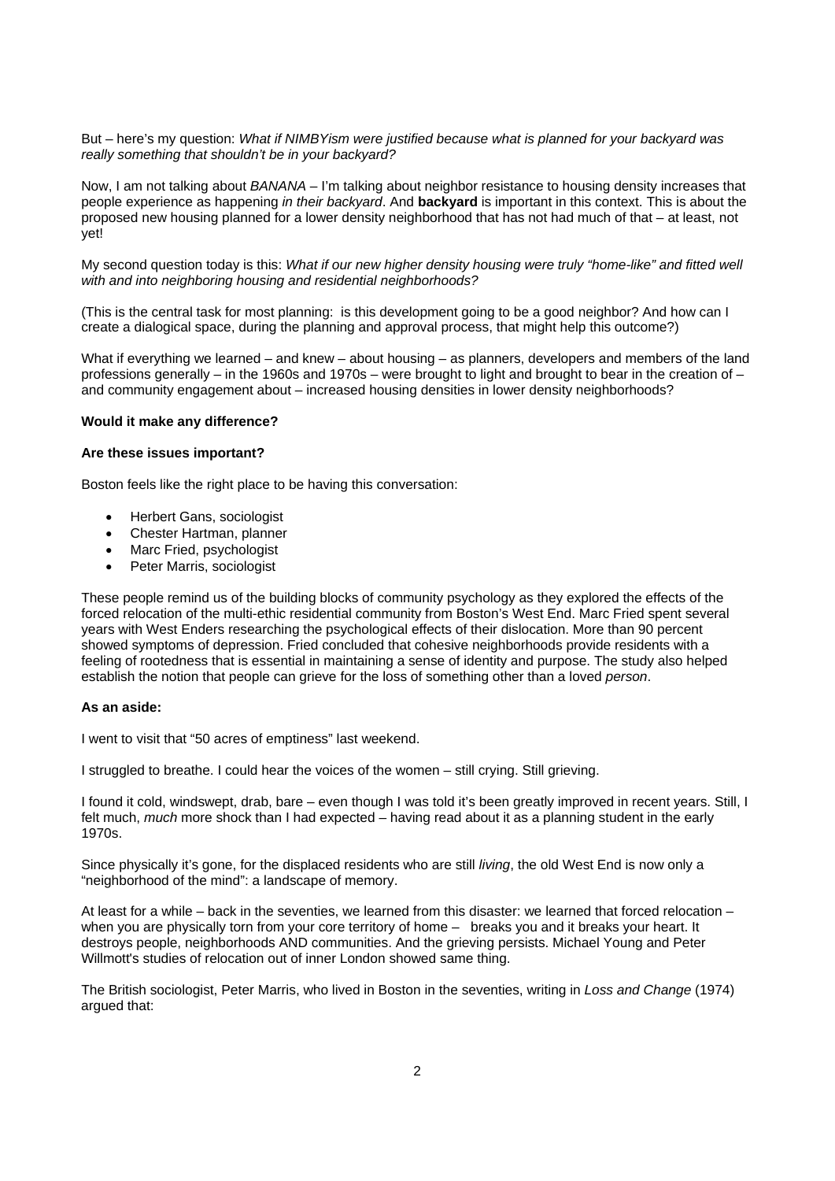But – here's my question: *What if NIMBYism were justified because what is planned for your backyard was really something that shouldn't be in your backyard?*

Now, I am not talking about *BANANA* – I'm talking about neighbor resistance to housing density increases that people experience as happening *in their backyard*. And **backyard** is important in this context. This is about the proposed new housing planned for a lower density neighborhood that has not had much of that – at least, not yet!

My second question today is this: *What if our new higher density housing were truly "home-like" and fitted well with and into neighboring housing and residential neighborhoods?*

(This is the central task for most planning: is this development going to be a good neighbor? And how can I create a dialogical space, during the planning and approval process, that might help this outcome?)

What if everything we learned – and knew – about housing – as planners, developers and members of the land professions generally – in the 1960s and 1970s – were brought to light and brought to bear in the creation of – and community engagement about – increased housing densities in lower density neighborhoods?

**Would it make any difference?**

**Are these issues important?**

Boston feels like the right place to be having this conversation:

- Herbert Gans, sociologist
- Chester Hartman, planner
- Marc Fried, psychologist
- Peter Marris, sociologist

These people remind us of the building blocks of community psychology as they explored the effects of the forced relocation of the multi-ethic residential community from Boston's West End. Marc Fried spent several years with West Enders researching the psychological effects of their dislocation. More than 90 percent showed symptoms of depression. Fried concluded that cohesive neighborhoods provide residents with a feeling of rootedness that is essential in maintaining a sense of identity and purpose. The study also helped establish the notion that people can grieve for the loss of something other than a loved *person*.

**As an aside:**

I went to visit that "50 acres of emptiness" last weekend.

I struggled to breathe. I could hear the voices of the women – still crying. Still grieving.

I found it cold, windswept, drab, bare – even though I was told it's been greatly improved in recent years. Still, I felt much, *much* more shock than I had expected – having read about it as a planning student in the early 1970s.

Since physically it's gone, for the displaced residents who are still *living*, the old West End is now only a "neighborhood of the mind": a landscape of memory.

At least for a while – back in the seventies, we learned from this disaster: we learned that forced relocation – when you are physically torn from your core territory of home – breaks you and it breaks your heart. It destroys people, neighborhoods AND communities. And the grieving persists. Michael Young and Peter Willmott's studies of relocation out of inner London showed same thing.

The British sociologist, Peter Marris, who lived in Boston in the seventies, writing in *Loss and Change* (1974) argued that: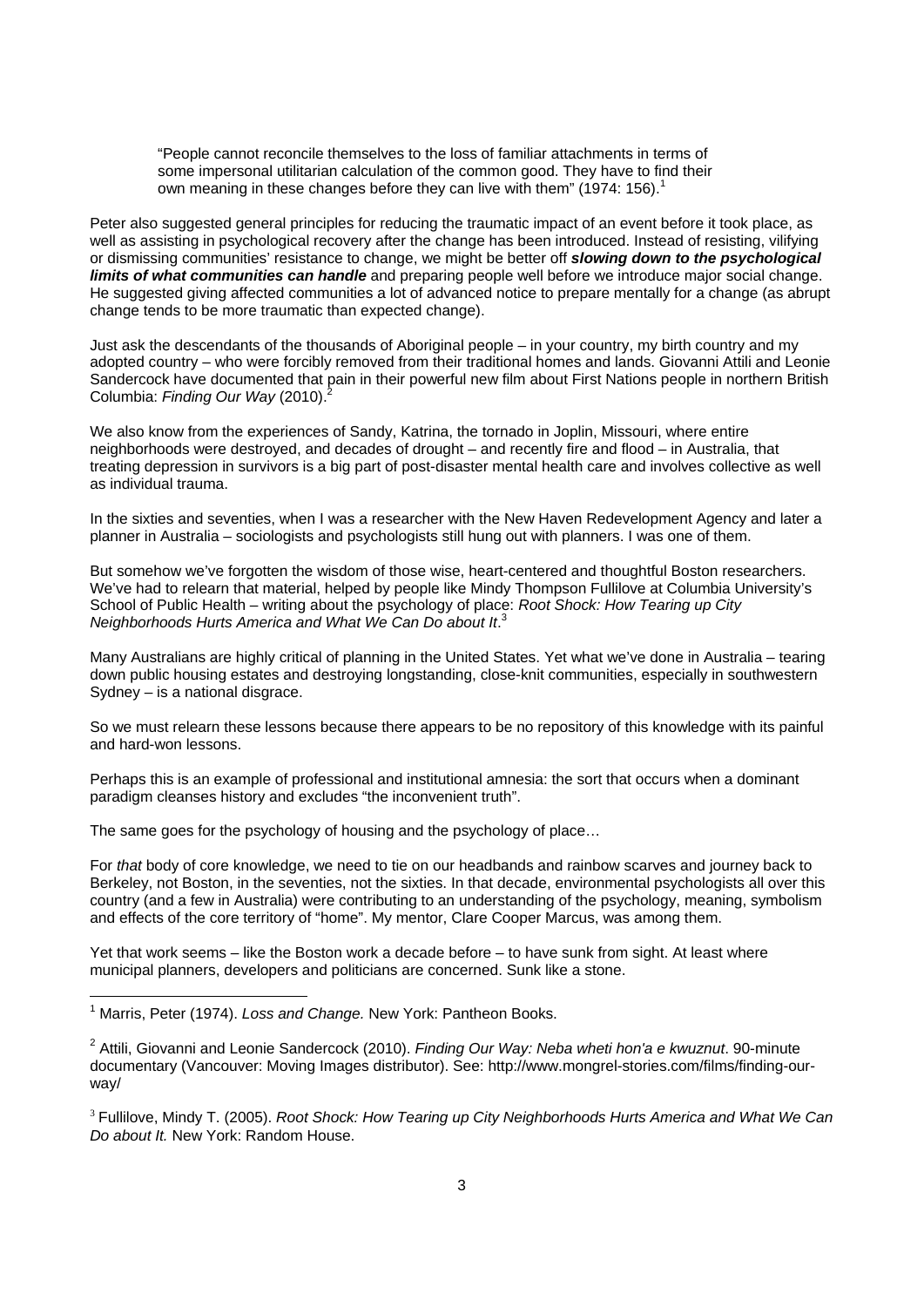> "People cannot reconcile themselves to the loss of familiar attachments in terms of some impersonal utilitarian calculation of the common good. They have to find their own meaning in these changes before they can live with them" (1974: 156).[1]

Peter also suggested general principles for reducing the traumatic impact of an event before it took place, as well as assisting in psychological recovery after the change has been introduced. Instead of resisting, vilifying or dismissing communities' resistance to change, we might be better off ***slowing down to the psychological limits of what communities can handle*** and preparing people well before we introduce major social change. He suggested giving affected communities a lot of advanced notice to prepare mentally for a change (as abrupt change tends to be more traumatic than expected change).

Just ask the descendants of the thousands of Aboriginal people – in your country, my birth country and my adopted country – who were forcibly removed from their traditional homes and lands. Giovanni Attili and Leonie Sandercock have documented that pain in their powerful new film about First Nations people in northern British Columbia: *Finding Our Way* (2010).[2]

We also know from the experiences of Sandy, Katrina, the tornado in Joplin, Missouri, where entire neighborhoods were destroyed, and decades of drought – and recently fire and flood – in Australia, that treating depression in survivors is a big part of post-disaster mental health care and involves collective as well as individual trauma.

In the sixties and seventies, when I was a researcher with the New Haven Redevelopment Agency and later a planner in Australia – sociologists and psychologists still hung out with planners. I was one of them.

But somehow we've forgotten the wisdom of those wise, heart-centered and thoughtful Boston researchers. We've had to relearn that material, helped by people like Mindy Thompson Fullilove at Columbia University's School of Public Health – writing about the psychology of place: *Root Shock: How Tearing up City Neighborhoods Hurts America and What We Can Do about It*.[3]

Many Australians are highly critical of planning in the United States. Yet what we've done in Australia – tearing down public housing estates and destroying longstanding, close-knit communities, especially in southwestern Sydney – is a national disgrace.

So we must relearn these lessons because there appears to be no repository of this knowledge with its painful and hard-won lessons.

Perhaps this is an example of professional and institutional amnesia: the sort that occurs when a dominant paradigm cleanses history and excludes "the inconvenient truth".

The same goes for the psychology of housing and the psychology of place…

For *that* body of core knowledge, we need to tie on our headbands and rainbow scarves and journey back to Berkeley, not Boston, in the seventies, not the sixties. In that decade, environmental psychologists all over this country (and a few in Australia) were contributing to an understanding of the psychology, meaning, symbolism and effects of the core territory of "home". My mentor, Clare Cooper Marcus, was among them.

Yet that work seems – like the Boston work a decade before – to have sunk from sight. At least where municipal planners, developers and politicians are concerned. Sunk like a stone.

---

[1] Marris, Peter (1974). *Loss and Change.* New York: Pantheon Books.

[2] Attili, Giovanni and Leonie Sandercock (2010). *Finding Our Way: Neba wheti hon'a e kwuznut*. 90-minute documentary (Vancouver: Moving Images distributor). See: http://www.mongrel-stories.com/films/finding-our-way/

[3] Fullilove, Mindy T. (2005). *Root Shock: How Tearing up City Neighborhoods Hurts America and What We Can Do about It.* New York: Random House.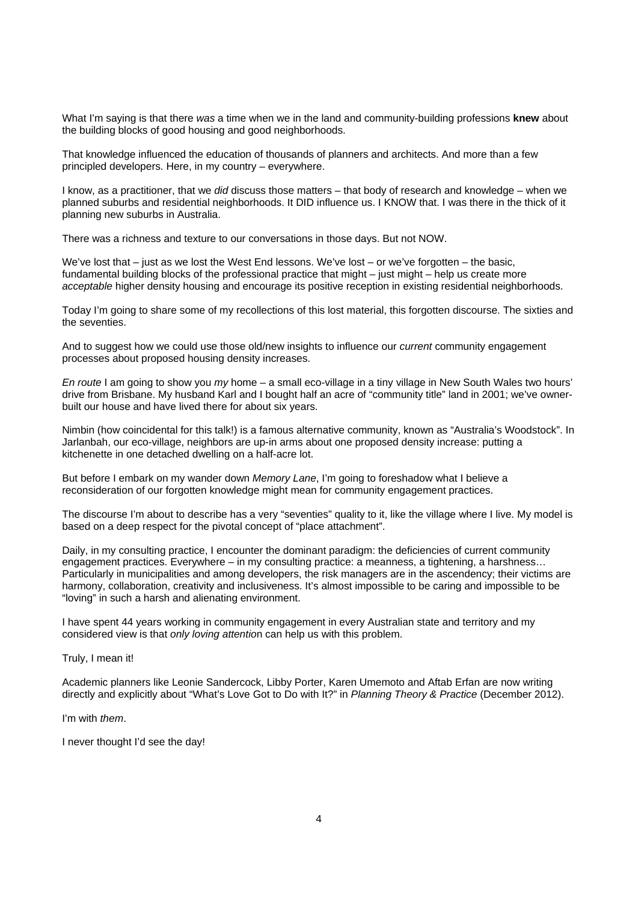What I'm saying is that there *was* a time when we in the land and community-building professions **knew** about the building blocks of good housing and good neighborhoods.

That knowledge influenced the education of thousands of planners and architects. And more than a few principled developers. Here, in my country – everywhere.

I know, as a practitioner, that we *did* discuss those matters – that body of research and knowledge – when we planned suburbs and residential neighborhoods. It DID influence us. I KNOW that. I was there in the thick of it planning new suburbs in Australia.

There was a richness and texture to our conversations in those days. But not NOW.

We've lost that – just as we lost the West End lessons. We've lost – or we've forgotten – the basic, fundamental building blocks of the professional practice that might – just might – help us create more *acceptable* higher density housing and encourage its positive reception in existing residential neighborhoods.

Today I'm going to share some of my recollections of this lost material, this forgotten discourse. The sixties and the seventies.

And to suggest how we could use those old/new insights to influence our *current* community engagement processes about proposed housing density increases.

*En route* I am going to show you *my* home – a small eco-village in a tiny village in New South Wales two hours' drive from Brisbane. My husband Karl and I bought half an acre of "community title" land in 2001; we've owner-built our house and have lived there for about six years.

Nimbin (how coincidental for this talk!) is a famous alternative community, known as "Australia's Woodstock". In Jarlanbah, our eco-village, neighbors are up-in arms about one proposed density increase: putting a kitchenette in one detached dwelling on a half-acre lot.

But before I embark on my wander down *Memory Lane*, I'm going to foreshadow what I believe a reconsideration of our forgotten knowledge might mean for community engagement practices.

The discourse I'm about to describe has a very "seventies" quality to it, like the village where I live. My model is based on a deep respect for the pivotal concept of "place attachment".

Daily, in my consulting practice, I encounter the dominant paradigm: the deficiencies of current community engagement practices. Everywhere – in my consulting practice: a meanness, a tightening, a harshness… Particularly in municipalities and among developers, the risk managers are in the ascendency; their victims are harmony, collaboration, creativity and inclusiveness. It's almost impossible to be caring and impossible to be "loving" in such a harsh and alienating environment.

I have spent 44 years working in community engagement in every Australian state and territory and my considered view is that *only loving attention* can help us with this problem.

Truly, I mean it!

Academic planners like Leonie Sandercock, Libby Porter, Karen Umemoto and Aftab Erfan are now writing directly and explicitly about "What's Love Got to Do with It?" in *Planning Theory & Practice* (December 2012).

I'm with *them*.

I never thought I'd see the day!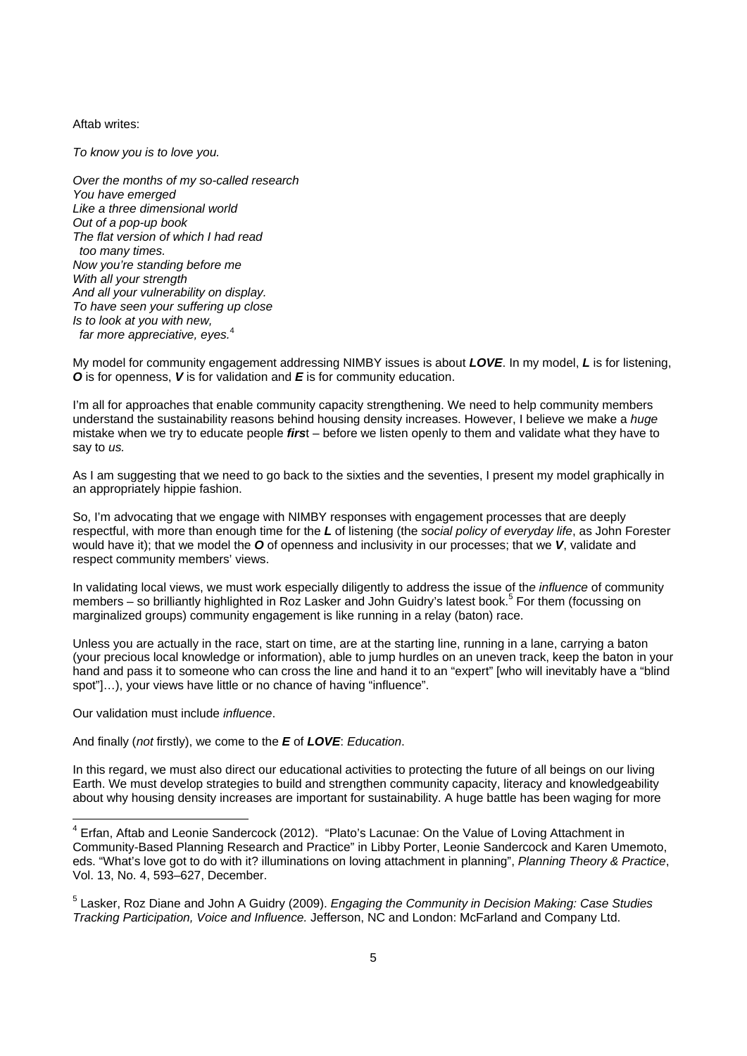Aftab writes:

*To know you is to love you.*

*Over the months of my so-called research*
*You have emerged*
*Like a three dimensional world*
*Out of a pop-up book*
*The flat version of which I had read*
*too many times.*
*Now you're standing before me*
*With all your strength*
*And all your vulnerability on display.*
*To have seen your suffering up close*
*Is to look at you with new,*
*far more appreciative, eyes.*[4]

My model for community engagement addressing NIMBY issues is about ***LOVE***. In my model, ***L*** is for listening, ***O*** is for openness, ***V*** is for validation and ***E*** is for community education.

I'm all for approaches that enable community capacity strengthening. We need to help community members understand the sustainability reasons behind housing density increases. However, I believe we make a *huge* mistake when we try to educate people ***firs***t – before we listen openly to them and validate what they have to say to *us.*

As I am suggesting that we need to go back to the sixties and the seventies, I present my model graphically in an appropriately hippie fashion.

So, I'm advocating that we engage with NIMBY responses with engagement processes that are deeply respectful, with more than enough time for the ***L*** of listening (the *social policy of everyday life*, as John Forester would have it); that we model the ***O*** of openness and inclusivity in our processes; that we ***V***, validate and respect community members' views.

In validating local views, we must work especially diligently to address the issue of the *influence* of community members – so brilliantly highlighted in Roz Lasker and John Guidry's latest book.[5] For them (focussing on marginalized groups) community engagement is like running in a relay (baton) race.

Unless you are actually in the race, start on time, are at the starting line, running in a lane, carrying a baton (your precious local knowledge or information), able to jump hurdles on an uneven track, keep the baton in your hand and pass it to someone who can cross the line and hand it to an "expert" [who will inevitably have a "blind spot"]…), your views have little or no chance of having "influence".

Our validation must include *influence*.

And finally (*not* firstly), we come to the ***E*** of ***LOVE***: *Education*.

In this regard, we must also direct our educational activities to protecting the future of all beings on our living Earth. We must develop strategies to build and strengthen community capacity, literacy and knowledgeability about why housing density increases are important for sustainability. A huge battle has been waging for more

---

[4] Erfan, Aftab and Leonie Sandercock (2012). "Plato's Lacunae: On the Value of Loving Attachment in Community-Based Planning Research and Practice" in Libby Porter, Leonie Sandercock and Karen Umemoto, eds. "What's love got to do with it? illuminations on loving attachment in planning", *Planning Theory & Practice*, Vol. 13, No. 4, 593–627, December.

[5] Lasker, Roz Diane and John A Guidry (2009). *Engaging the Community in Decision Making: Case Studies Tracking Participation, Voice and Influence.* Jefferson, NC and London: McFarland and Company Ltd.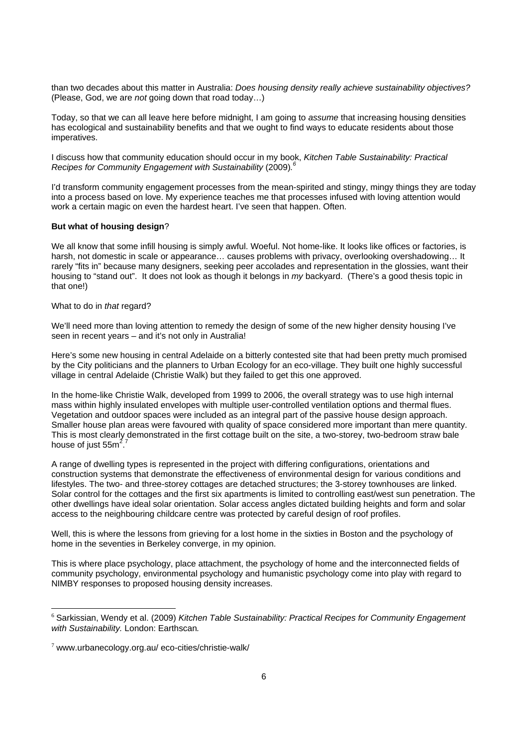than two decades about this matter in Australia: *Does housing density really achieve sustainability objectives?* (Please, God, we are *not* going down that road today…)

Today, so that we can all leave here before midnight, I am going to *assume* that increasing housing densities has ecological and sustainability benefits and that we ought to find ways to educate residents about those imperatives.

I discuss how that community education should occur in my book, *Kitchen Table Sustainability: Practical Recipes for Community Engagement with Sustainability* (2009).[6]

I'd transform community engagement processes from the mean-spirited and stingy, mingy things they are today into a process based on love. My experience teaches me that processes infused with loving attention would work a certain magic on even the hardest heart. I've seen that happen. Often.

**But what of housing design**?

We all know that some infill housing is simply awful. Woeful. Not home-like. It looks like offices or factories, is harsh, not domestic in scale or appearance… causes problems with privacy, overlooking overshadowing… It rarely "fits in" because many designers, seeking peer accolades and representation in the glossies, want their housing to "stand out". It does not look as though it belongs in *my* backyard. (There's a good thesis topic in that one!)

What to do in *that* regard?

We'll need more than loving attention to remedy the design of some of the new higher density housing I've seen in recent years – and it's not only in Australia!

Here's some new housing in central Adelaide on a bitterly contested site that had been pretty much promised by the City politicians and the planners to Urban Ecology for an eco-village. They built one highly successful village in central Adelaide (Christie Walk) but they failed to get this one approved.

In the home-like Christie Walk, developed from 1999 to 2006, the overall strategy was to use high internal mass within highly insulated envelopes with multiple user-controlled ventilation options and thermal flues. Vegetation and outdoor spaces were included as an integral part of the passive house design approach. Smaller house plan areas were favoured with quality of space considered more important than mere quantity. This is most clearly demonstrated in the first cottage built on the site, a two-storey, two-bedroom straw bale house of just $55m^2$.[7]

A range of dwelling types is represented in the project with differing configurations, orientations and construction systems that demonstrate the effectiveness of environmental design for various conditions and lifestyles. The two- and three-storey cottages are detached structures; the 3-storey townhouses are linked. Solar control for the cottages and the first six apartments is limited to controlling east/west sun penetration. The other dwellings have ideal solar orientation. Solar access angles dictated building heights and form and solar access to the neighbouring childcare centre was protected by careful design of roof profiles.

Well, this is where the lessons from grieving for a lost home in the sixties in Boston and the psychology of home in the seventies in Berkeley converge, in my opinion.

This is where place psychology, place attachment, the psychology of home and the interconnected fields of community psychology, environmental psychology and humanistic psychology come into play with regard to NIMBY responses to proposed housing density increases.

---

[6] Sarkissian, Wendy et al. (2009) *Kitchen Table Sustainability: Practical Recipes for Community Engagement with Sustainability.* London: Earthscan*.*

[7] www.urbanecology.org.au/ eco-cities/christie-walk/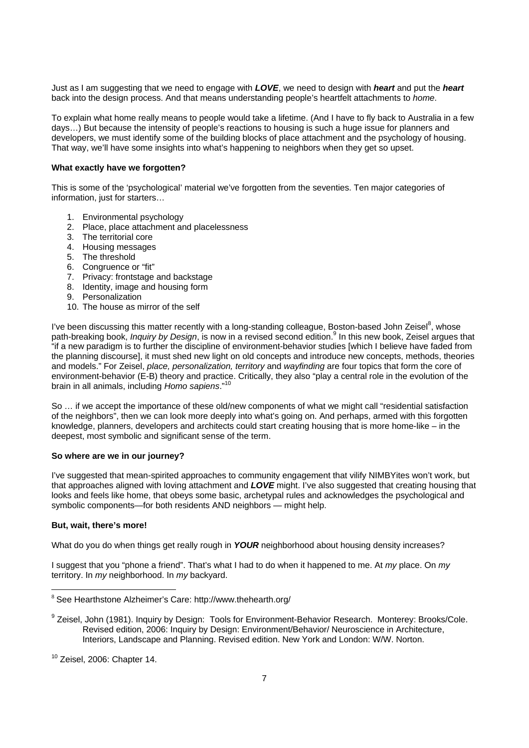Just as I am suggesting that we need to engage with ***LOVE***, we need to design with ***heart*** and put the ***heart*** back into the design process. And that means understanding people's heartfelt attachments to *home*.

To explain what home really means to people would take a lifetime. (And I have to fly back to Australia in a few days…) But because the intensity of people's reactions to housing is such a huge issue for planners and developers, we must identify some of the building blocks of place attachment and the psychology of housing. That way, we'll have some insights into what's happening to neighbors when they get so upset.

**What exactly have we forgotten?**

This is some of the 'psychological' material we've forgotten from the seventies. Ten major categories of information, just for starters…

1. Environmental psychology
2. Place, place attachment and placelessness
3. The territorial core
4. Housing messages
5. The threshold
6. Congruence or "fit"
7. Privacy: frontstage and backstage
8. Identity, image and housing form
9. Personalization
10. The house as mirror of the self

I've been discussing this matter recently with a long-standing colleague, Boston-based John Zeisel[8], whose path-breaking book, *Inquiry by Design*, is now in a revised second edition.[9] In this new book, Zeisel argues that "if a new paradigm is to further the discipline of environment-behavior studies [which I believe have faded from the planning discourse], it must shed new light on old concepts and introduce new concepts, methods, theories and models." For Zeisel, *place, personalization, territory* and *wayfinding* are four topics that form the core of environment-behavior (E-B) theory and practice. Critically, they also "play a central role in the evolution of the brain in all animals, including *Homo sapiens*."[10]

So … if we accept the importance of these old/new components of what we might call "residential satisfaction of the neighbors", then we can look more deeply into what's going on. And perhaps, armed with this forgotten knowledge, planners, developers and architects could start creating housing that is more home-like – in the deepest, most symbolic and significant sense of the term.

**So where are we in our journey?**

I've suggested that mean-spirited approaches to community engagement that vilify NIMBYites won't work, but that approaches aligned with loving attachment and ***LOVE*** might. I've also suggested that creating housing that looks and feels like home, that obeys some basic, archetypal rules and acknowledges the psychological and symbolic components—for both residents AND neighbors — might help.

**But, wait, there's more!**

What do you do when things get really rough in ***YOUR*** neighborhood about housing density increases?

I suggest that you "phone a friend". That's what I had to do when it happened to me. At *my* place. On *my* territory. In *my* neighborhood. In *my* backyard.

---

[8] See Hearthstone Alzheimer's Care: http://www.thehearth.org/

[9] Zeisel, John (1981). Inquiry by Design: Tools for Environment-Behavior Research. Monterey: Brooks/Cole. Revised edition, 2006: Inquiry by Design: Environment/Behavior/ Neuroscience in Architecture, Interiors, Landscape and Planning. Revised edition. New York and London: W/W. Norton.

[10] Zeisel, 2006: Chapter 14.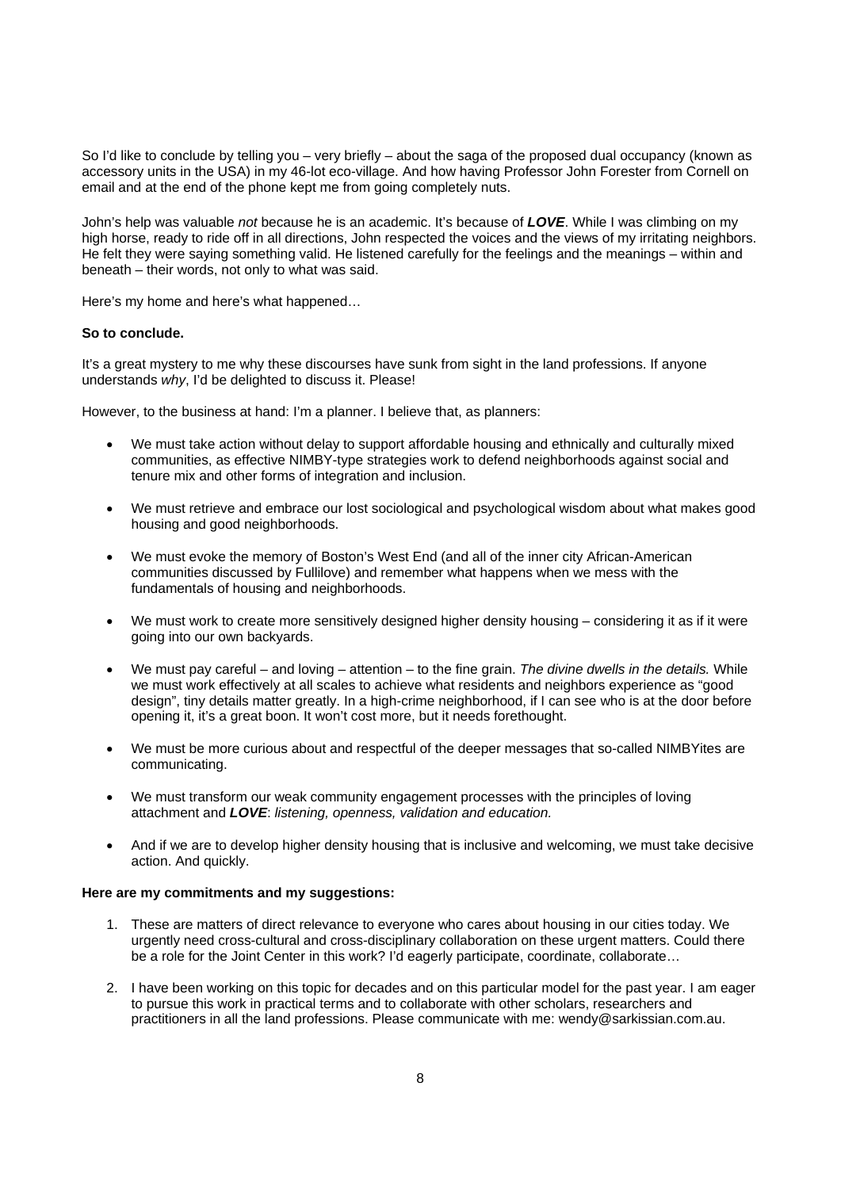So I'd like to conclude by telling you – very briefly – about the saga of the proposed dual occupancy (known as accessory units in the USA) in my 46-lot eco-village. And how having Professor John Forester from Cornell on email and at the end of the phone kept me from going completely nuts.

John's help was valuable *not* because he is an academic. It's because of ***LOVE***. While I was climbing on my high horse, ready to ride off in all directions, John respected the voices and the views of my irritating neighbors. He felt they were saying something valid. He listened carefully for the feelings and the meanings – within and beneath – their words, not only to what was said.

Here's my home and here's what happened…

**So to conclude.**

It's a great mystery to me why these discourses have sunk from sight in the land professions. If anyone understands *why*, I'd be delighted to discuss it. Please!

However, to the business at hand: I'm a planner. I believe that, as planners:

- We must take action without delay to support affordable housing and ethnically and culturally mixed communities, as effective NIMBY-type strategies work to defend neighborhoods against social and tenure mix and other forms of integration and inclusion.
- We must retrieve and embrace our lost sociological and psychological wisdom about what makes good housing and good neighborhoods.
- We must evoke the memory of Boston's West End (and all of the inner city African-American communities discussed by Fullilove) and remember what happens when we mess with the fundamentals of housing and neighborhoods.
- We must work to create more sensitively designed higher density housing – considering it as if it were going into our own backyards.
- We must pay careful – and loving – attention – to the fine grain. *The divine dwells in the details.* While we must work effectively at all scales to achieve what residents and neighbors experience as "good design", tiny details matter greatly. In a high-crime neighborhood, if I can see who is at the door before opening it, it's a great boon. It won't cost more, but it needs forethought.
- We must be more curious about and respectful of the deeper messages that so-called NIMBYites are communicating.
- We must transform our weak community engagement processes with the principles of loving attachment and ***LOVE***: *listening, openness, validation and education.*
- And if we are to develop higher density housing that is inclusive and welcoming, we must take decisive action. And quickly.

**Here are my commitments and my suggestions:**

1. These are matters of direct relevance to everyone who cares about housing in our cities today. We urgently need cross-cultural and cross-disciplinary collaboration on these urgent matters. Could there be a role for the Joint Center in this work? I'd eagerly participate, coordinate, collaborate…
2. I have been working on this topic for decades and on this particular model for the past year. I am eager to pursue this work in practical terms and to collaborate with other scholars, researchers and practitioners in all the land professions. Please communicate with me: wendy@sarkissian.com.au.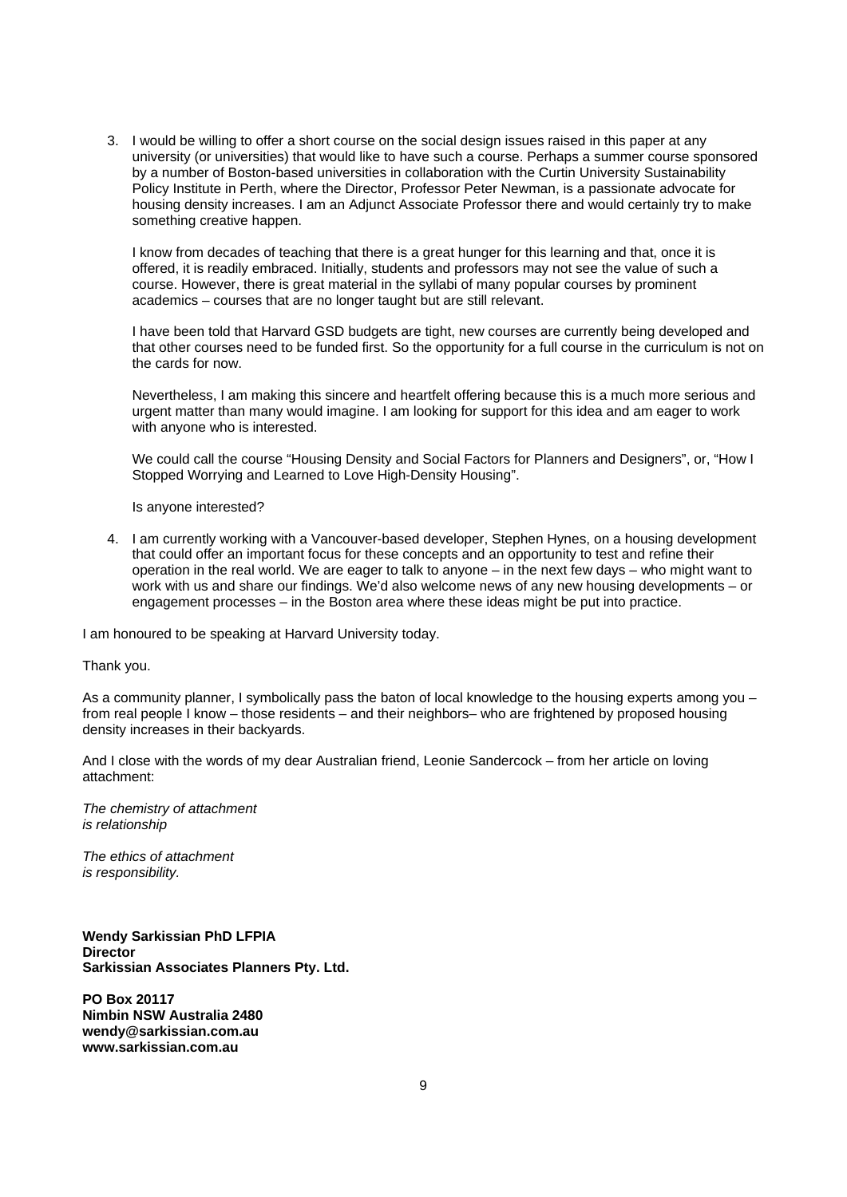3. I would be willing to offer a short course on the social design issues raised in this paper at any university (or universities) that would like to have such a course. Perhaps a summer course sponsored by a number of Boston-based universities in collaboration with the Curtin University Sustainability Policy Institute in Perth, where the Director, Professor Peter Newman, is a passionate advocate for housing density increases. I am an Adjunct Associate Professor there and would certainly try to make something creative happen.

   I know from decades of teaching that there is a great hunger for this learning and that, once it is offered, it is readily embraced. Initially, students and professors may not see the value of such a course. However, there is great material in the syllabi of many popular courses by prominent academics – courses that are no longer taught but are still relevant.

   I have been told that Harvard GSD budgets are tight, new courses are currently being developed and that other courses need to be funded first. So the opportunity for a full course in the curriculum is not on the cards for now.

   Nevertheless, I am making this sincere and heartfelt offering because this is a much more serious and urgent matter than many would imagine. I am looking for support for this idea and am eager to work with anyone who is interested.

   We could call the course "Housing Density and Social Factors for Planners and Designers", or, "How I Stopped Worrying and Learned to Love High-Density Housing".

   Is anyone interested?

4. I am currently working with a Vancouver-based developer, Stephen Hynes, on a housing development that could offer an important focus for these concepts and an opportunity to test and refine their operation in the real world. We are eager to talk to anyone – in the next few days – who might want to work with us and share our findings. We'd also welcome news of any new housing developments – or engagement processes – in the Boston area where these ideas might be put into practice.

I am honoured to be speaking at Harvard University today.

Thank you.

As a community planner, I symbolically pass the baton of local knowledge to the housing experts among you – from real people I know – those residents – and their neighbors– who are frightened by proposed housing density increases in their backyards.

And I close with the words of my dear Australian friend, Leonie Sandercock – from her article on loving attachment:

*The chemistry of attachment*
*is relationship*

*The ethics of attachment*
*is responsibility.*

**Wendy Sarkissian PhD LFPIA**
**Director**
**Sarkissian Associates Planners Pty. Ltd.**

**PO Box 20117**
**Nimbin NSW Australia 2480**
**wendy@sarkissian.com.au**
**www.sarkissian.com.au**